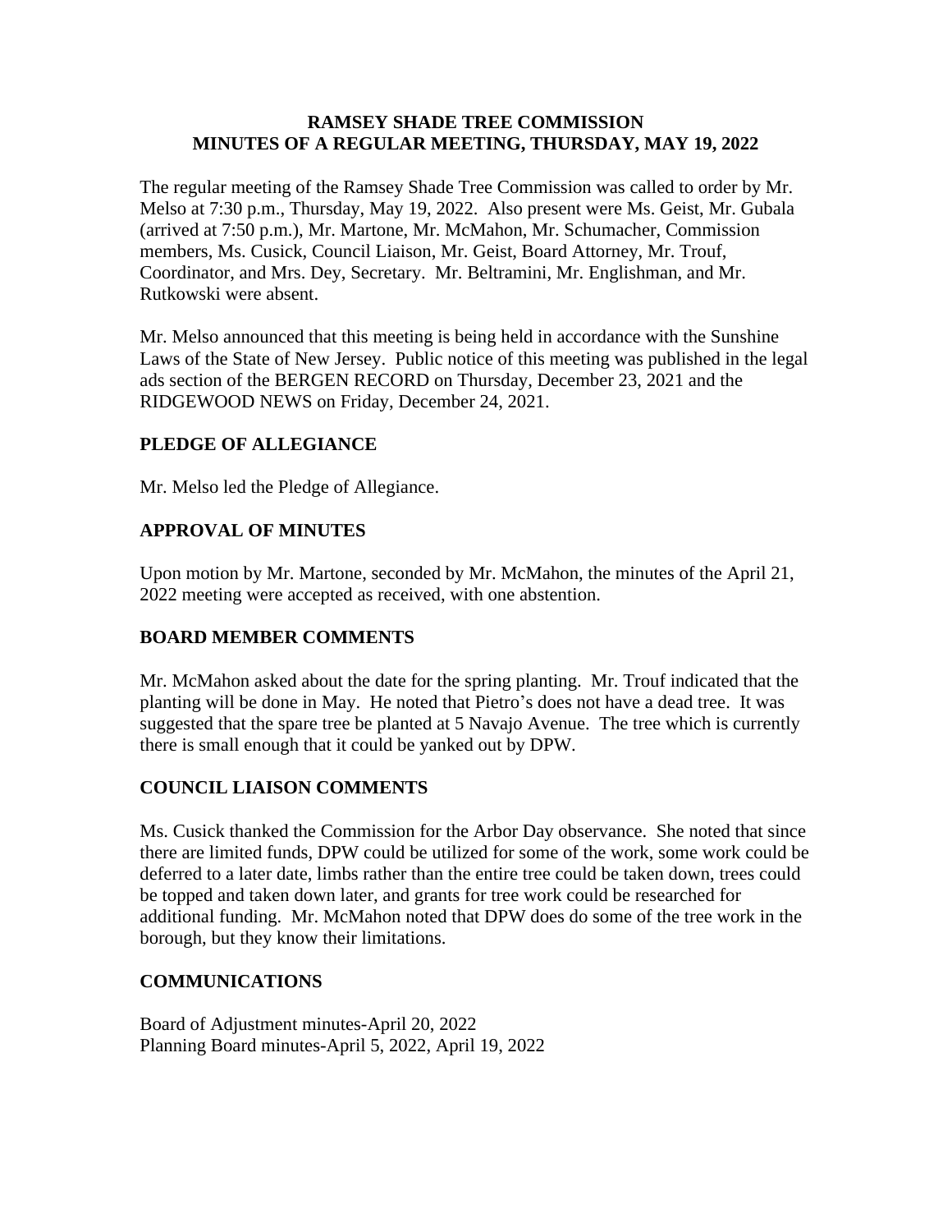# RAMSEY SHADE TREE COMMISSION
## MINUTES OF A REGULAR MEETING, THURSDAY, MAY 19, 2022

The regular meeting of the Ramsey Shade Tree Commission was called to order by Mr. Melso at 7:30 p.m., Thursday, May 19, 2022. Also present were Ms. Geist, Mr. Gubala (arrived at 7:50 p.m.), Mr. Martone, Mr. McMahon, Mr. Schumacher, Commission members, Ms. Cusick, Council Liaison, Mr. Geist, Board Attorney, Mr. Trouf, Coordinator, and Mrs. Dey, Secretary. Mr. Beltramini, Mr. Englishman, and Mr. Rutkowski were absent.

Mr. Melso announced that this meeting is being held in accordance with the Sunshine Laws of the State of New Jersey. Public notice of this meeting was published in the legal ads section of the BERGEN RECORD on Thursday, December 23, 2021 and the RIDGEWOOD NEWS on Friday, December 24, 2021.

### PLEDGE OF ALLEGIANCE

Mr. Melso led the Pledge of Allegiance.

### APPROVAL OF MINUTES

Upon motion by Mr. Martone, seconded by Mr. McMahon, the minutes of the April 21, 2022 meeting were accepted as received, with one abstention.

### BOARD MEMBER COMMENTS

Mr. McMahon asked about the date for the spring planting. Mr. Trouf indicated that the planting will be done in May. He noted that Pietro's does not have a dead tree. It was suggested that the spare tree be planted at 5 Navajo Avenue. The tree which is currently there is small enough that it could be yanked out by DPW.

### COUNCIL LIAISON COMMENTS

Ms. Cusick thanked the Commission for the Arbor Day observance. She noted that since there are limited funds, DPW could be utilized for some of the work, some work could be deferred to a later date, limbs rather than the entire tree could be taken down, trees could be topped and taken down later, and grants for tree work could be researched for additional funding. Mr. McMahon noted that DPW does do some of the tree work in the borough, but they know their limitations.

### COMMUNICATIONS

Board of Adjustment minutes-April 20, 2022
Planning Board minutes-April 5, 2022, April 19, 2022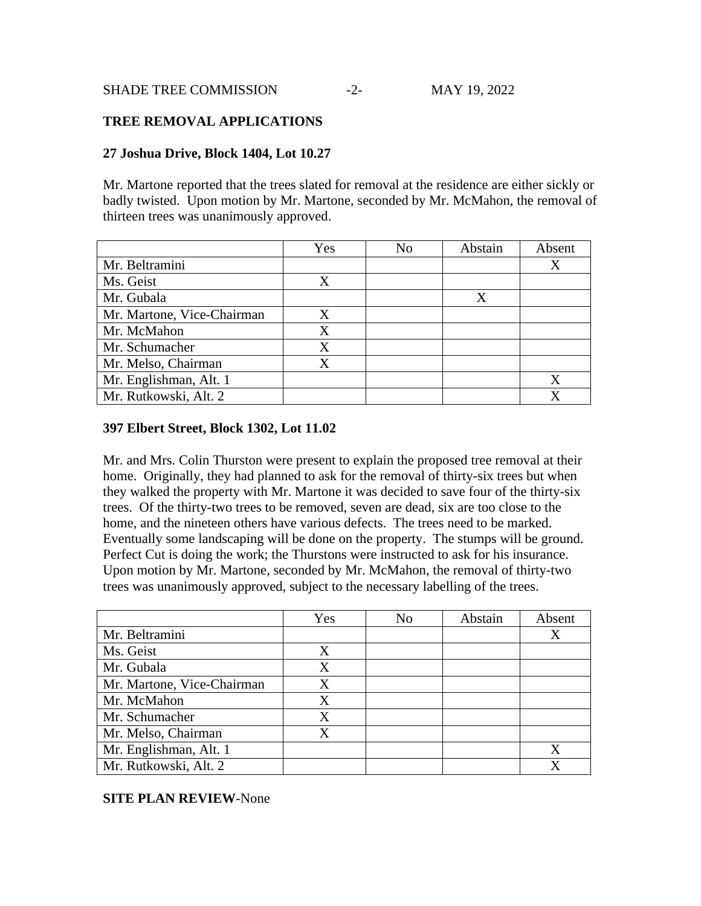**TREE REMOVAL APPLICATIONS**

**27 Joshua Drive, Block 1404, Lot 10.27**

Mr. Martone reported that the trees slated for removal at the residence are either sickly or badly twisted. Upon motion by Mr. Martone, seconded by Mr. McMahon, the removal of thirteen trees was unanimously approved.

| | Yes | No | Abstain | Absent |
|---|---|---|---|---|
| Mr. Beltramini | | | | X |
| Ms. Geist | X | | | |
| Mr. Gubala | | | X | |
| Mr. Martone, Vice-Chairman | X | | | |
| Mr. McMahon | X | | | |
| Mr. Schumacher | X | | | |
| Mr. Melso, Chairman | X | | | |
| Mr. Englishman, Alt. 1 | | | | X |
| Mr. Rutkowski, Alt. 2 | | | | X |

**397 Elbert Street, Block 1302, Lot 11.02**

Mr. and Mrs. Colin Thurston were present to explain the proposed tree removal at their home. Originally, they had planned to ask for the removal of thirty-six trees but when they walked the property with Mr. Martone it was decided to save four of the thirty-six trees. Of the thirty-two trees to be removed, seven are dead, six are too close to the home, and the nineteen others have various defects. The trees need to be marked. Eventually some landscaping will be done on the property. The stumps will be ground. Perfect Cut is doing the work; the Thurstons were instructed to ask for his insurance. Upon motion by Mr. Martone, seconded by Mr. McMahon, the removal of thirty-two trees was unanimously approved, subject to the necessary labelling of the trees.

| | Yes | No | Abstain | Absent |
|---|---|---|---|---|
| Mr. Beltramini | | | | X |
| Ms. Geist | X | | | |
| Mr. Gubala | X | | | |
| Mr. Martone, Vice-Chairman | X | | | |
| Mr. McMahon | X | | | |
| Mr. Schumacher | X | | | |
| Mr. Melso, Chairman | X | | | |
| Mr. Englishman, Alt. 1 | | | | X |
| Mr. Rutkowski, Alt. 2 | | | | X |

**SITE PLAN REVIEW**-None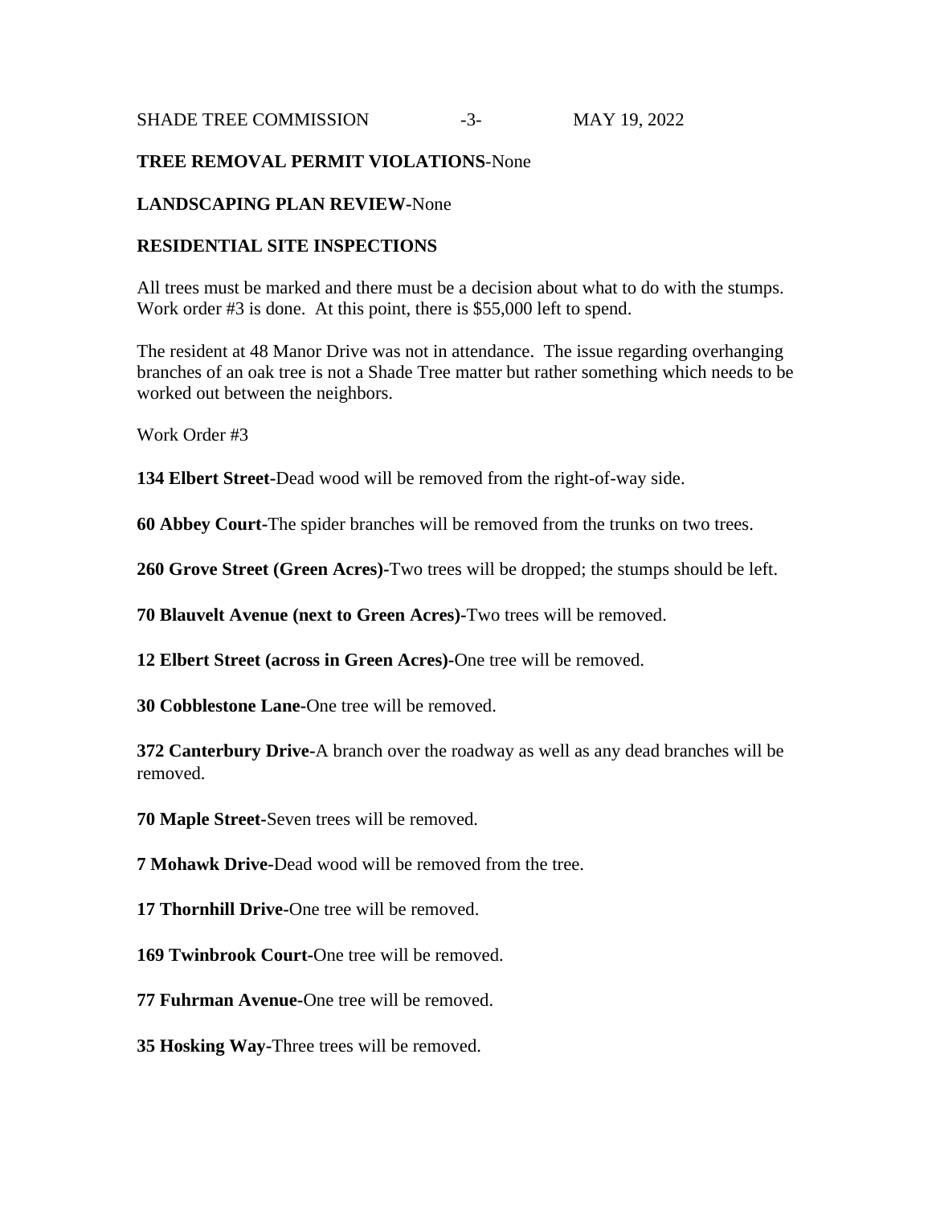**TREE REMOVAL PERMIT VIOLATIONS**-None

**LANDSCAPING PLAN REVIEW**-None

**RESIDENTIAL SITE INSPECTIONS**

All trees must be marked and there must be a decision about what to do with the stumps. Work order #3 is done. At this point, there is $55,000 left to spend.

The resident at 48 Manor Drive was not in attendance. The issue regarding overhanging branches of an oak tree is not a Shade Tree matter but rather something which needs to be worked out between the neighbors.

Work Order #3

**134 Elbert Street**-Dead wood will be removed from the right-of-way side.

**60 Abbey Court**-The spider branches will be removed from the trunks on two trees.

**260 Grove Street (Green Acres)**-Two trees will be dropped; the stumps should be left.

**70 Blauvelt Avenue (next to Green Acres)**-Two trees will be removed.

**12 Elbert Street (across in Green Acres)**-One tree will be removed.

**30 Cobblestone Lane**-One tree will be removed.

**372 Canterbury Drive**-A branch over the roadway as well as any dead branches will be removed.

**70 Maple Street**-Seven trees will be removed.

**7 Mohawk Drive**-Dead wood will be removed from the tree.

**17 Thornhill Drive**-One tree will be removed.

**169 Twinbrook Court**-One tree will be removed.

**77 Fuhrman Avenue**-One tree will be removed.

**35 Hosking Way**-Three trees will be removed.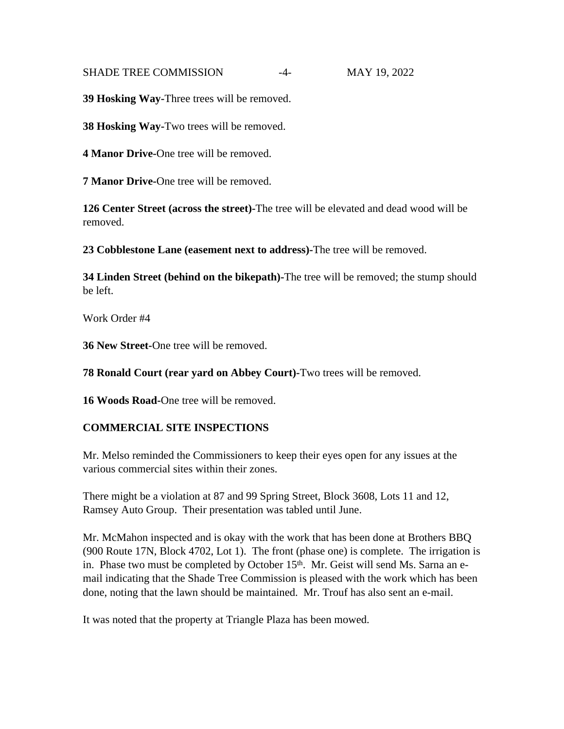**39 Hosking Way-**Three trees will be removed.

**38 Hosking Way-**Two trees will be removed.

**4 Manor Drive-**One tree will be removed.

**7 Manor Drive-**One tree will be removed.

**126 Center Street (across the street)-**The tree will be elevated and dead wood will be removed.

**23 Cobblestone Lane (easement next to address)-**The tree will be removed.

**34 Linden Street (behind on the bikepath)-**The tree will be removed; the stump should be left.

Work Order #4

**36 New Street-**One tree will be removed.

**78 Ronald Court (rear yard on Abbey Court)-**Two trees will be removed.

**16 Woods Road-**One tree will be removed.

**COMMERCIAL SITE INSPECTIONS**

Mr. Melso reminded the Commissioners to keep their eyes open for any issues at the various commercial sites within their zones.

There might be a violation at 87 and 99 Spring Street, Block 3608, Lots 11 and 12, Ramsey Auto Group. Their presentation was tabled until June.

Mr. McMahon inspected and is okay with the work that has been done at Brothers BBQ (900 Route 17N, Block 4702, Lot 1). The front (phase one) is complete. The irrigation is in. Phase two must be completed by October 15th. Mr. Geist will send Ms. Sarna an e-mail indicating that the Shade Tree Commission is pleased with the work which has been done, noting that the lawn should be maintained. Mr. Trouf has also sent an e-mail.

It was noted that the property at Triangle Plaza has been mowed.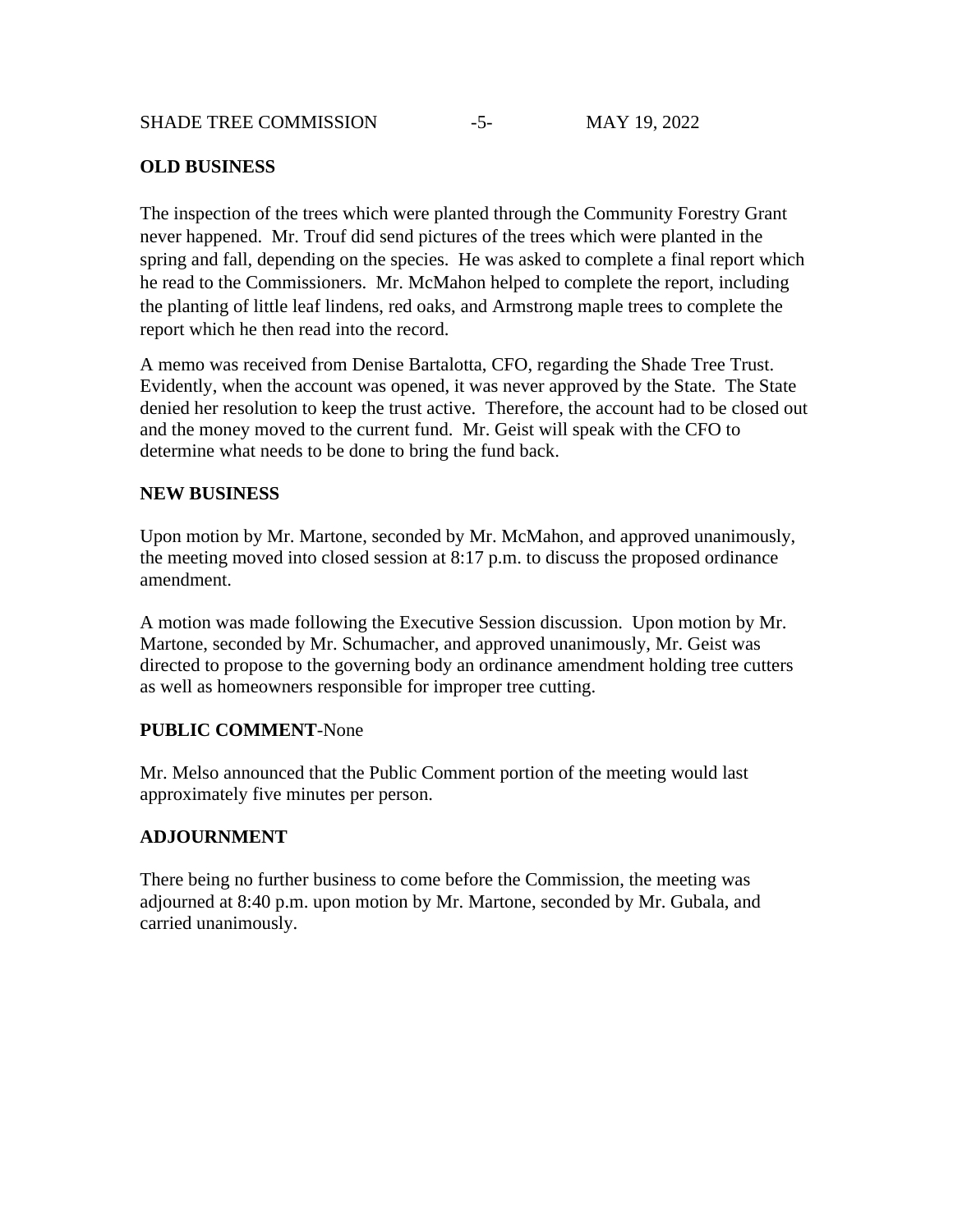**OLD BUSINESS**

The inspection of the trees which were planted through the Community Forestry Grant never happened. Mr. Trouf did send pictures of the trees which were planted in the spring and fall, depending on the species. He was asked to complete a final report which he read to the Commissioners. Mr. McMahon helped to complete the report, including the planting of little leaf lindens, red oaks, and Armstrong maple trees to complete the report which he then read into the record.

A memo was received from Denise Bartalotta, CFO, regarding the Shade Tree Trust. Evidently, when the account was opened, it was never approved by the State. The State denied her resolution to keep the trust active. Therefore, the account had to be closed out and the money moved to the current fund. Mr. Geist will speak with the CFO to determine what needs to be done to bring the fund back.

**NEW BUSINESS**

Upon motion by Mr. Martone, seconded by Mr. McMahon, and approved unanimously, the meeting moved into closed session at 8:17 p.m. to discuss the proposed ordinance amendment.

A motion was made following the Executive Session discussion. Upon motion by Mr. Martone, seconded by Mr. Schumacher, and approved unanimously, Mr. Geist was directed to propose to the governing body an ordinance amendment holding tree cutters as well as homeowners responsible for improper tree cutting.

**PUBLIC COMMENT**-None

Mr. Melso announced that the Public Comment portion of the meeting would last approximately five minutes per person.

**ADJOURNMENT**

There being no further business to come before the Commission, the meeting was adjourned at 8:40 p.m. upon motion by Mr. Martone, seconded by Mr. Gubala, and carried unanimously.